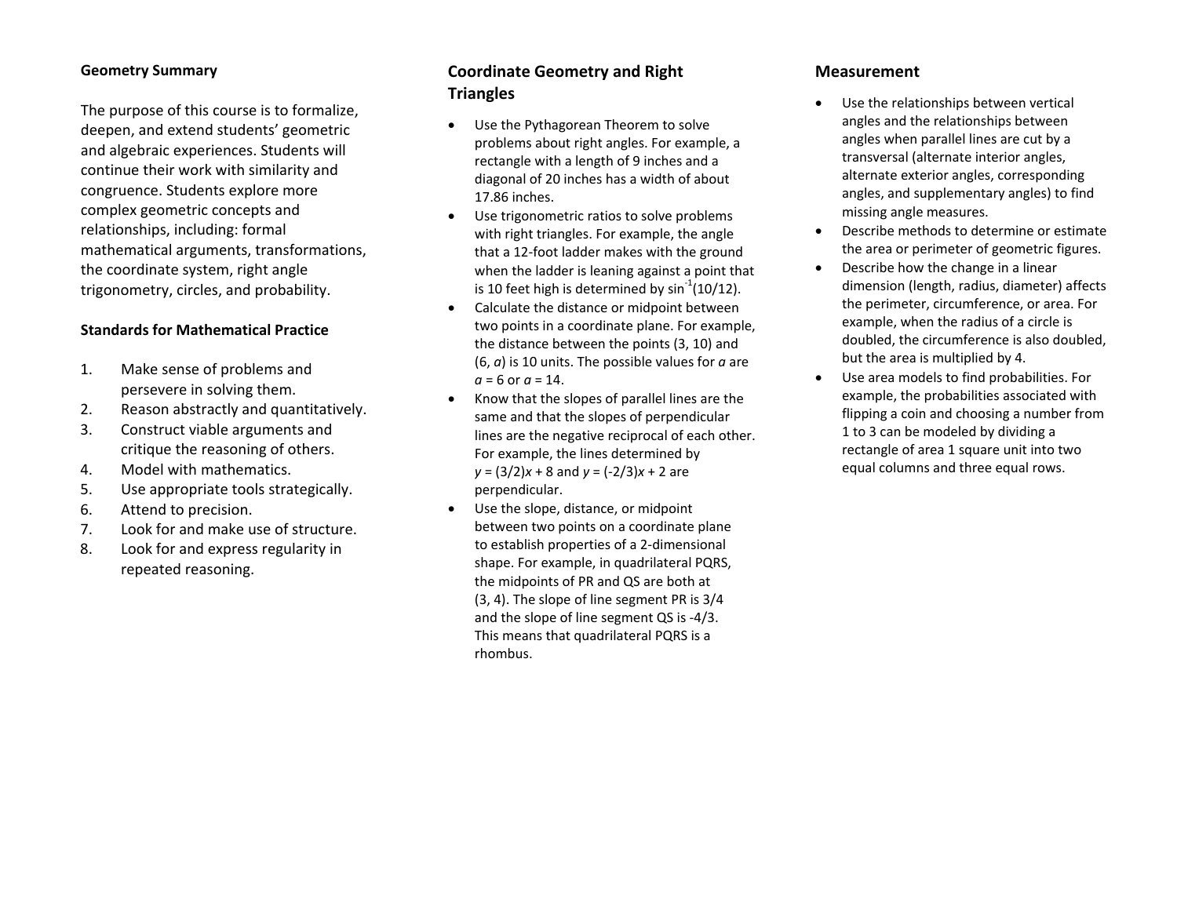## Geometry Summary

The purpose of this course is to formalize, deepen, and extend students' geometric and algebraic experiences. Students will continue their work with similarity and congruence. Students explore more complex geometric concepts and relationships, including: formal mathematical arguments, transformations, the coordinate system, right angle trigonometry, circles, and probability.

### Standards for Mathematical Practice

1. Make sense of problems and persevere in solving them.
2. Reason abstractly and quantitatively.
3. Construct viable arguments and critique the reasoning of others.
4. Model with mathematics.
5. Use appropriate tools strategically.
6. Attend to precision.
7. Look for and make use of structure.
8. Look for and express regularity in repeated reasoning.

## Coordinate Geometry and Right Triangles

- Use the Pythagorean Theorem to solve problems about right angles. For example, a rectangle with a length of 9 inches and a diagonal of 20 inches has a width of about 17.86 inches.
- Use trigonometric ratios to solve problems with right triangles. For example, the angle that a 12-foot ladder makes with the ground when the ladder is leaning against a point that is 10 feet high is determined by $\sin^{-1}(10/12)$.
- Calculate the distance or midpoint between two points in a coordinate plane. For example, the distance between the points (3, 10) and (6, $a$) is 10 units. The possible values for $a$ are $a = 6$ or $a = 14$.
- Know that the slopes of parallel lines are the same and that the slopes of perpendicular lines are the negative reciprocal of each other. For example, the lines determined by $y = (3/2)x + 8$ and $y = (-2/3)x + 2$ are perpendicular.
- Use the slope, distance, or midpoint between two points on a coordinate plane to establish properties of a 2-dimensional shape. For example, in quadrilateral PQRS, the midpoints of PR and QS are both at (3, 4). The slope of line segment PR is 3/4 and the slope of line segment QS is -4/3. This means that quadrilateral PQRS is a rhombus.

## Measurement

- Use the relationships between vertical angles and the relationships between angles when parallel lines are cut by a transversal (alternate interior angles, alternate exterior angles, corresponding angles, and supplementary angles) to find missing angle measures.
- Describe methods to determine or estimate the area or perimeter of geometric figures.
- Describe how the change in a linear dimension (length, radius, diameter) affects the perimeter, circumference, or area. For example, when the radius of a circle is doubled, the circumference is also doubled, but the area is multiplied by 4.
- Use area models to find probabilities. For example, the probabilities associated with flipping a coin and choosing a number from 1 to 3 can be modeled by dividing a rectangle of area 1 square unit into two equal columns and three equal rows.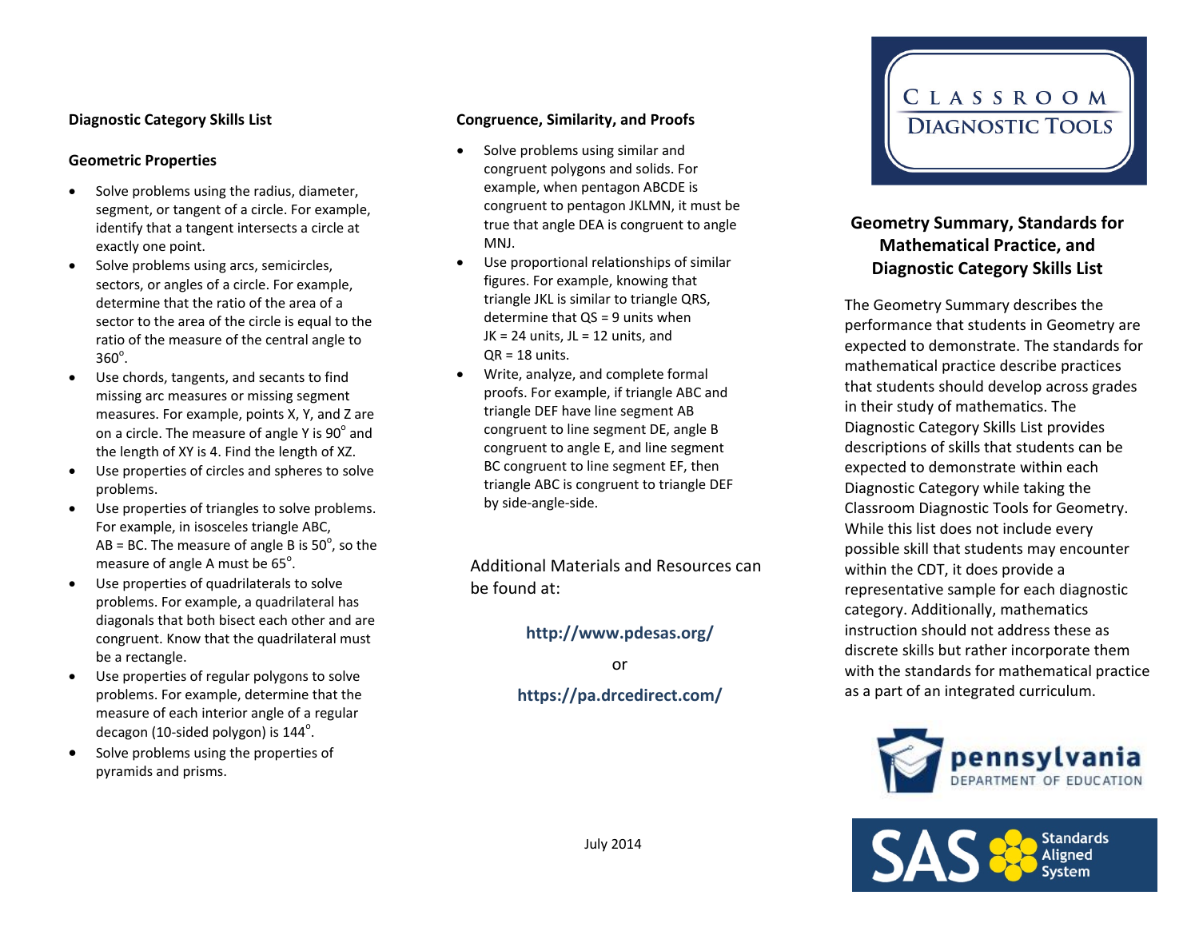## Diagnostic Category Skills List

### Geometric Properties

- Solve problems using the radius, diameter, segment, or tangent of a circle. For example, identify that a tangent intersects a circle at exactly one point.
- Solve problems using arcs, semicircles, sectors, or angles of a circle. For example, determine that the ratio of the area of a sector to the area of the circle is equal to the ratio of the measure of the central angle to $360^{\circ}$.
- Use chords, tangents, and secants to find missing arc measures or missing segment measures. For example, points X, Y, and Z are on a circle. The measure of angle Y is $90^{\circ}$ and the length of XY is 4. Find the length of XZ.
- Use properties of circles and spheres to solve problems.
- Use properties of triangles to solve problems. For example, in isosceles triangle ABC, AB = BC. The measure of angle B is $50^{\circ}$, so the measure of angle A must be $65^{\circ}$.
- Use properties of quadrilaterals to solve problems. For example, a quadrilateral has diagonals that both bisect each other and are congruent. Know that the quadrilateral must be a rectangle.
- Use properties of regular polygons to solve problems. For example, determine that the measure of each interior angle of a regular decagon (10-sided polygon) is $144^{\circ}$.
- Solve problems using the properties of pyramids and prisms.

### Congruence, Similarity, and Proofs

- Solve problems using similar and congruent polygons and solids. For example, when pentagon ABCDE is congruent to pentagon JKLMN, it must be true that angle DEA is congruent to angle MNJ.
- Use proportional relationships of similar figures. For example, knowing that triangle JKL is similar to triangle QRS, determine that QS = 9 units when JK = 24 units, JL = 12 units, and QR = 18 units.
- Write, analyze, and complete formal proofs. For example, if triangle ABC and triangle DEF have line segment AB congruent to line segment DE, angle B congruent to angle E, and line segment BC congruent to line segment EF, then triangle ABC is congruent to triangle DEF by side-angle-side.

Additional Materials and Resources can be found at:

**http://www.pdesas.org/**

or

**https://pa.drcedirect.com/**

July 2014

CLASSROOM DIAGNOSTIC TOOLS

## Geometry Summary, Standards for Mathematical Practice, and Diagnostic Category Skills List

The Geometry Summary describes the performance that students in Geometry are expected to demonstrate. The standards for mathematical practice describe practices that students should develop across grades in their study of mathematics. The Diagnostic Category Skills List provides descriptions of skills that students can be expected to demonstrate within each Diagnostic Category while taking the Classroom Diagnostic Tools for Geometry. While this list does not include every possible skill that students may encounter within the CDT, it does provide a representative sample for each diagnostic category. Additionally, mathematics instruction should not address these as discrete skills but rather incorporate them with the standards for mathematical practice as a part of an integrated curriculum.

pennsylvania
DEPARTMENT OF EDUCATION

SAS Standards Aligned System